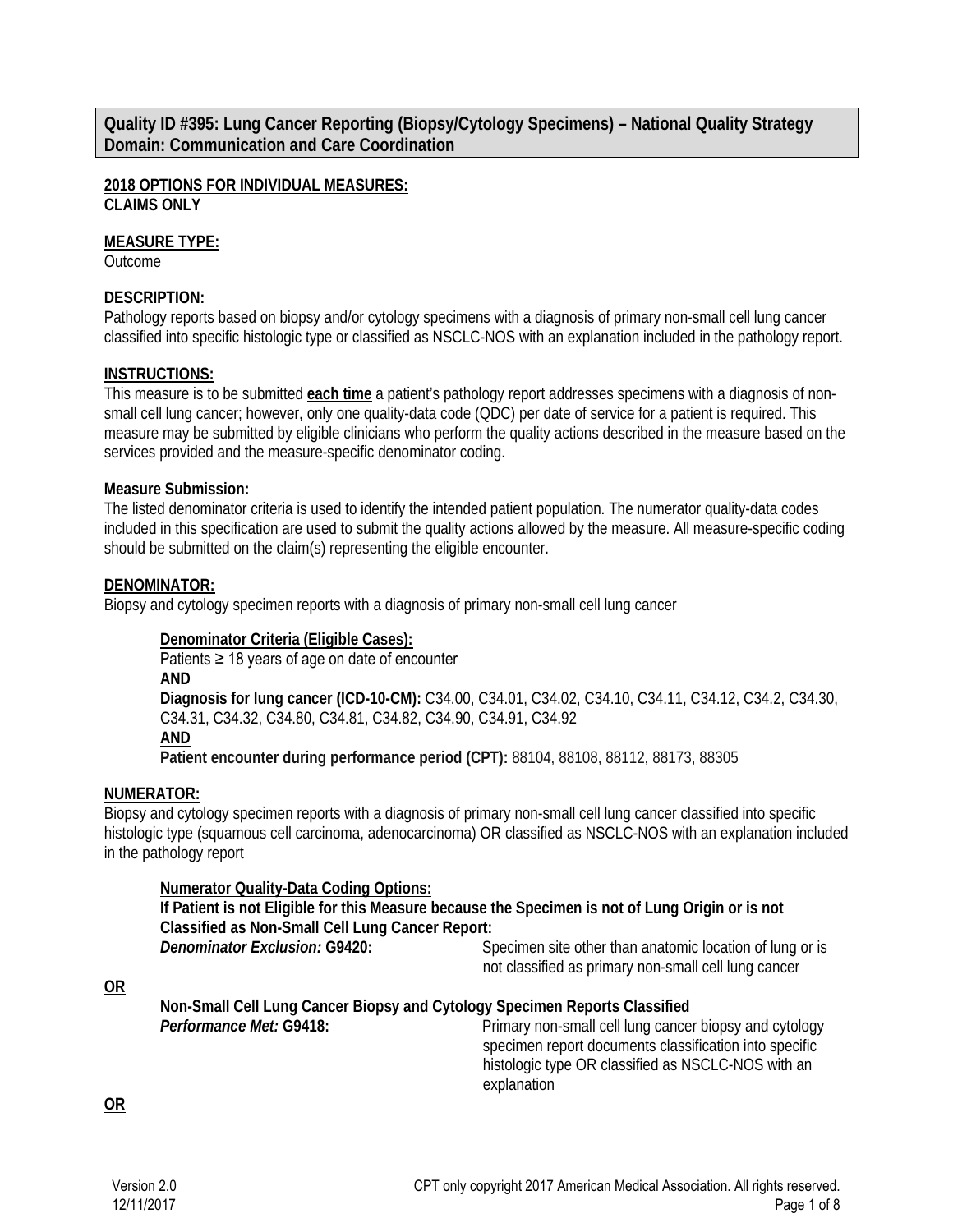## Quality ID #395: Lung Cancer Reporting (Biopsy/Cytology Specimens) – National Quality Strategy Domain: Communication and Care Coordination

**2018 OPTIONS FOR INDIVIDUAL MEASURES:**
**CLAIMS ONLY**

**MEASURE TYPE:**
Outcome

**DESCRIPTION:**
Pathology reports based on biopsy and/or cytology specimens with a diagnosis of primary non-small cell lung cancer classified into specific histologic type or classified as NSCLC-NOS with an explanation included in the pathology report.

**INSTRUCTIONS:**
This measure is to be submitted **each time** a patient's pathology report addresses specimens with a diagnosis of non-small cell lung cancer; however, only one quality-data code (QDC) per date of service for a patient is required. This measure may be submitted by eligible clinicians who perform the quality actions described in the measure based on the services provided and the measure-specific denominator coding.

**Measure Submission:**
The listed denominator criteria is used to identify the intended patient population. The numerator quality-data codes included in this specification are used to submit the quality actions allowed by the measure. All measure-specific coding should be submitted on the claim(s) representing the eligible encounter.

**DENOMINATOR:**
Biopsy and cytology specimen reports with a diagnosis of primary non-small cell lung cancer

**Denominator Criteria (Eligible Cases):**
Patients ≥ 18 years of age on date of encounter
**AND**
**Diagnosis for lung cancer (ICD-10-CM):** C34.00, C34.01, C34.02, C34.10, C34.11, C34.12, C34.2, C34.30, C34.31, C34.32, C34.80, C34.81, C34.82, C34.90, C34.91, C34.92
**AND**
**Patient encounter during performance period (CPT):** 88104, 88108, 88112, 88173, 88305

**NUMERATOR:**
Biopsy and cytology specimen reports with a diagnosis of primary non-small cell lung cancer classified into specific histologic type (squamous cell carcinoma, adenocarcinoma) OR classified as NSCLC-NOS with an explanation included in the pathology report

**Numerator Quality-Data Coding Options:**
**If Patient is not Eligible for this Measure because the Specimen is not of Lung Origin or is not Classified as Non-Small Cell Lung Cancer Report:**
***Denominator Exclusion:* G9420:** Specimen site other than anatomic location of lung or is not classified as primary non-small cell lung cancer

**OR**

**Non-Small Cell Lung Cancer Biopsy and Cytology Specimen Reports Classified**
***Performance Met:* G9418:** Primary non-small cell lung cancer biopsy and cytology specimen report documents classification into specific histologic type OR classified as NSCLC-NOS with an explanation

**OR**

Version 2.0
12/11/2017

CPT only copyright 2017 American Medical Association. All rights reserved.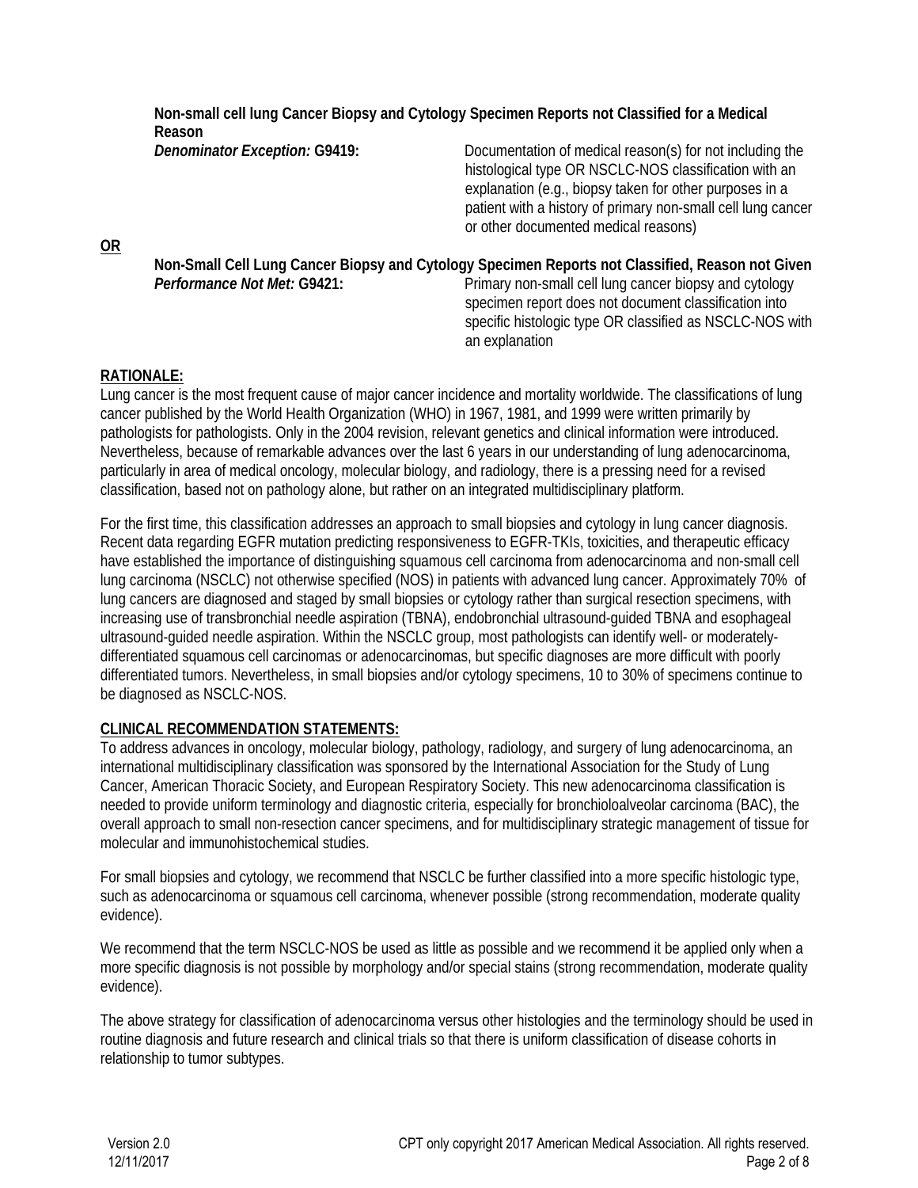**Non-small cell lung Cancer Biopsy and Cytology Specimen Reports not Classified for a Medical Reason**

***Denominator Exception:* G9419:** Documentation of medical reason(s) for not including the histological type OR NSCLC-NOS classification with an explanation (e.g., biopsy taken for other purposes in a patient with a history of primary non-small cell lung cancer or other documented medical reasons)

**<u>OR</u>**

**Non-Small Cell Lung Cancer Biopsy and Cytology Specimen Reports not Classified, Reason not Given**

***Performance Not Met:* G9421:** Primary non-small cell lung cancer biopsy and cytology specimen report does not document classification into specific histologic type OR classified as NSCLC-NOS with an explanation

## RATIONALE:

Lung cancer is the most frequent cause of major cancer incidence and mortality worldwide. The classifications of lung cancer published by the World Health Organization (WHO) in 1967, 1981, and 1999 were written primarily by pathologists for pathologists. Only in the 2004 revision, relevant genetics and clinical information were introduced. Nevertheless, because of remarkable advances over the last 6 years in our understanding of lung adenocarcinoma, particularly in area of medical oncology, molecular biology, and radiology, there is a pressing need for a revised classification, based not on pathology alone, but rather on an integrated multidisciplinary platform.

For the first time, this classification addresses an approach to small biopsies and cytology in lung cancer diagnosis. Recent data regarding EGFR mutation predicting responsiveness to EGFR-TKIs, toxicities, and therapeutic efficacy have established the importance of distinguishing squamous cell carcinoma from adenocarcinoma and non-small cell lung carcinoma (NSCLC) not otherwise specified (NOS) in patients with advanced lung cancer. Approximately 70% of lung cancers are diagnosed and staged by small biopsies or cytology rather than surgical resection specimens, with increasing use of transbronchial needle aspiration (TBNA), endobronchial ultrasound-guided TBNA and esophageal ultrasound-guided needle aspiration. Within the NSCLC group, most pathologists can identify well- or moderately-differentiated squamous cell carcinomas or adenocarcinomas, but specific diagnoses are more difficult with poorly differentiated tumors. Nevertheless, in small biopsies and/or cytology specimens, 10 to 30% of specimens continue to be diagnosed as NSCLC-NOS.

## CLINICAL RECOMMENDATION STATEMENTS:

To address advances in oncology, molecular biology, pathology, radiology, and surgery of lung adenocarcinoma, an international multidisciplinary classification was sponsored by the International Association for the Study of Lung Cancer, American Thoracic Society, and European Respiratory Society. This new adenocarcinoma classification is needed to provide uniform terminology and diagnostic criteria, especially for bronchioloalveolar carcinoma (BAC), the overall approach to small non-resection cancer specimens, and for multidisciplinary strategic management of tissue for molecular and immunohistochemical studies.

For small biopsies and cytology, we recommend that NSCLC be further classified into a more specific histologic type, such as adenocarcinoma or squamous cell carcinoma, whenever possible (strong recommendation, moderate quality evidence).

We recommend that the term NSCLC-NOS be used as little as possible and we recommend it be applied only when a more specific diagnosis is not possible by morphology and/or special stains (strong recommendation, moderate quality evidence).

The above strategy for classification of adenocarcinoma versus other histologies and the terminology should be used in routine diagnosis and future research and clinical trials so that there is uniform classification of disease cohorts in relationship to tumor subtypes.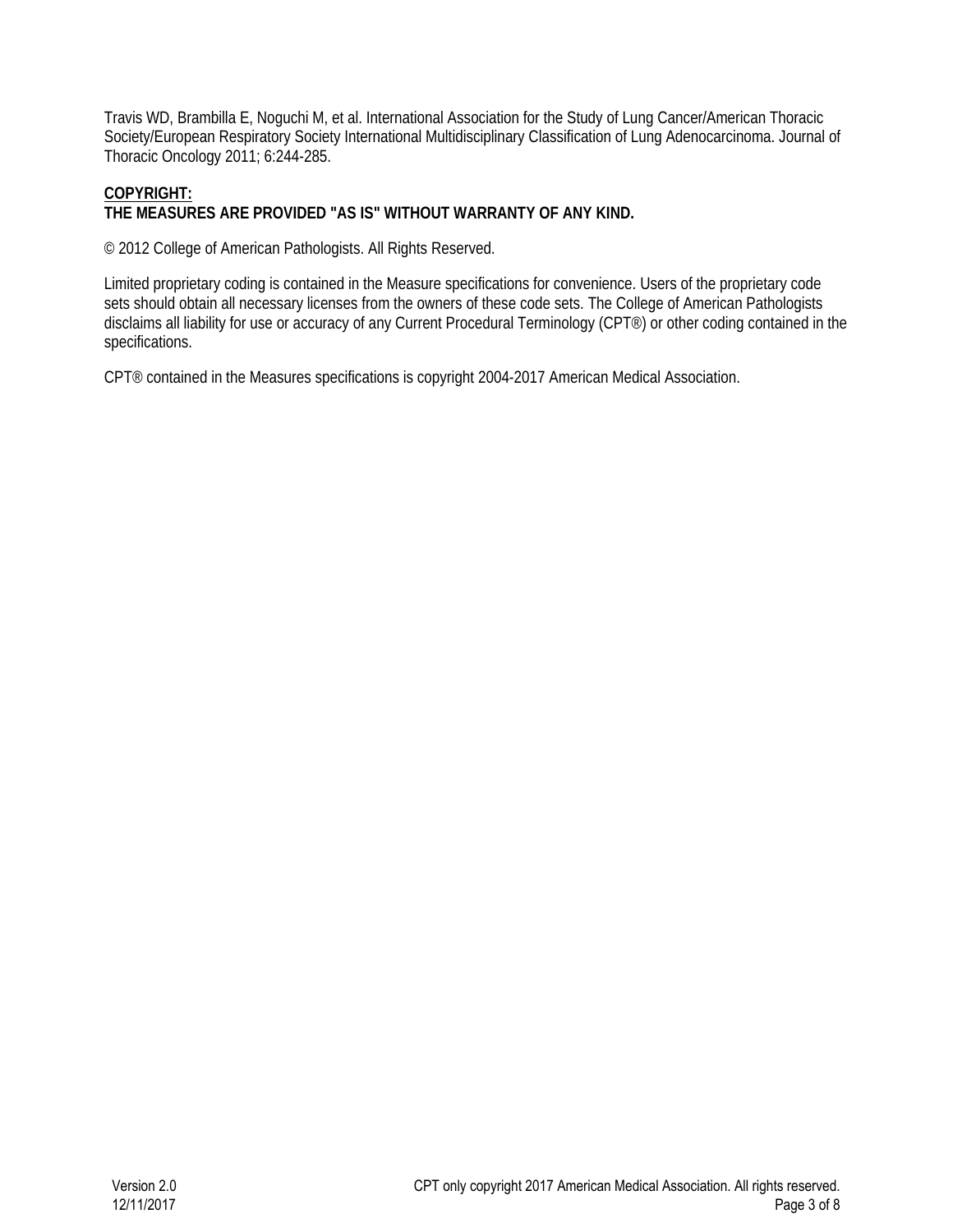Travis WD, Brambilla E, Noguchi M, et al. International Association for the Study of Lung Cancer/American Thoracic Society/European Respiratory Society International Multidisciplinary Classification of Lung Adenocarcinoma. Journal of Thoracic Oncology 2011; 6:244-285.

**COPYRIGHT:**
**THE MEASURES ARE PROVIDED "AS IS" WITHOUT WARRANTY OF ANY KIND.**

© 2012 College of American Pathologists. All Rights Reserved.

Limited proprietary coding is contained in the Measure specifications for convenience. Users of the proprietary code sets should obtain all necessary licenses from the owners of these code sets. The College of American Pathologists disclaims all liability for use or accuracy of any Current Procedural Terminology (CPT®) or other coding contained in the specifications.

CPT® contained in the Measures specifications is copyright 2004-2017 American Medical Association.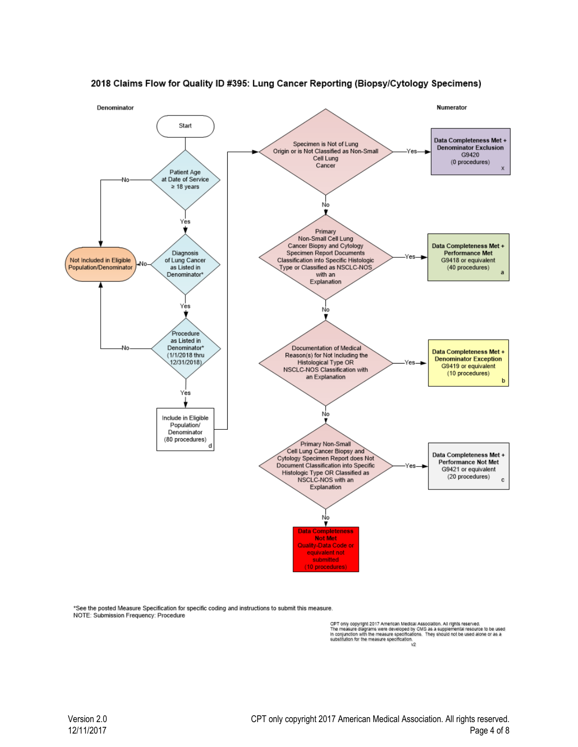## 2018 Claims Flow for Quality ID #395: Lung Cancer Reporting (Biopsy/Cytology Specimens)

**Denominator**

- Start
- Patient Age at Date of Service ≥ 18 years
  - No → Not Included in Eligible Population/Denominator
  - Yes → Diagnosis of Lung Cancer as Listed in Denominator*
    - No → Not Included in Eligible Population/Denominator
    - Yes → Procedure as Listed in Denominator* (1/1/2018 thru 12/31/2018)
      - No → Not Included in Eligible Population/Denominator
      - Yes → Include in Eligible Population/ Denominator (80 procedures) d

**Numerator**

- Specimen is Not of Lung Origin or is Not Classified as Non-Small Cell Lung Cancer
  - Yes → Data Completeness Met + Denominator Exclusion G9420 (0 procedures) x
  - No → Primary Non-Small Cell Lung Cancer Biopsy and Cytology Specimen Report Documents Classification into Specific Histologic Type or Classified as NSCLC-NOS with an Explanation
    - Yes → Data Completeness Met + Performance Met G9418 or equivalent (40 procedures) a
    - No → Documentation of Medical Reason(s) for Not Including the Histological Type OR NSCLC-NOS Classification with an Explanation
      - Yes → Data Completeness Met + Denominator Exception G9419 or equivalent (10 procedures) b
      - No → Primary Non-Small Cell Lung Cancer Biopsy and Cytology Specimen Report does Not Document Classification into Specific Histologic Type OR Classified as NSCLC-NOS with an Explanation
        - Yes → Data Completeness Met + Performance Not Met G9421 or equivalent (20 procedures) c
        - No → Data Completeness Not Met Quality-Data Code or equivalent not submitted (10 procedures)

*See the posted Measure Specification for specific coding and instructions to submit this measure.
NOTE: Submission Frequency: Procedure

CPT only copyright 2017 American Medical Association. All rights reserved.
The measure diagrams were developed by CMS as a supplemental resource to be used in conjunction with the measure specifications. They should not be used alone or as a substitution for the measure specification.
v2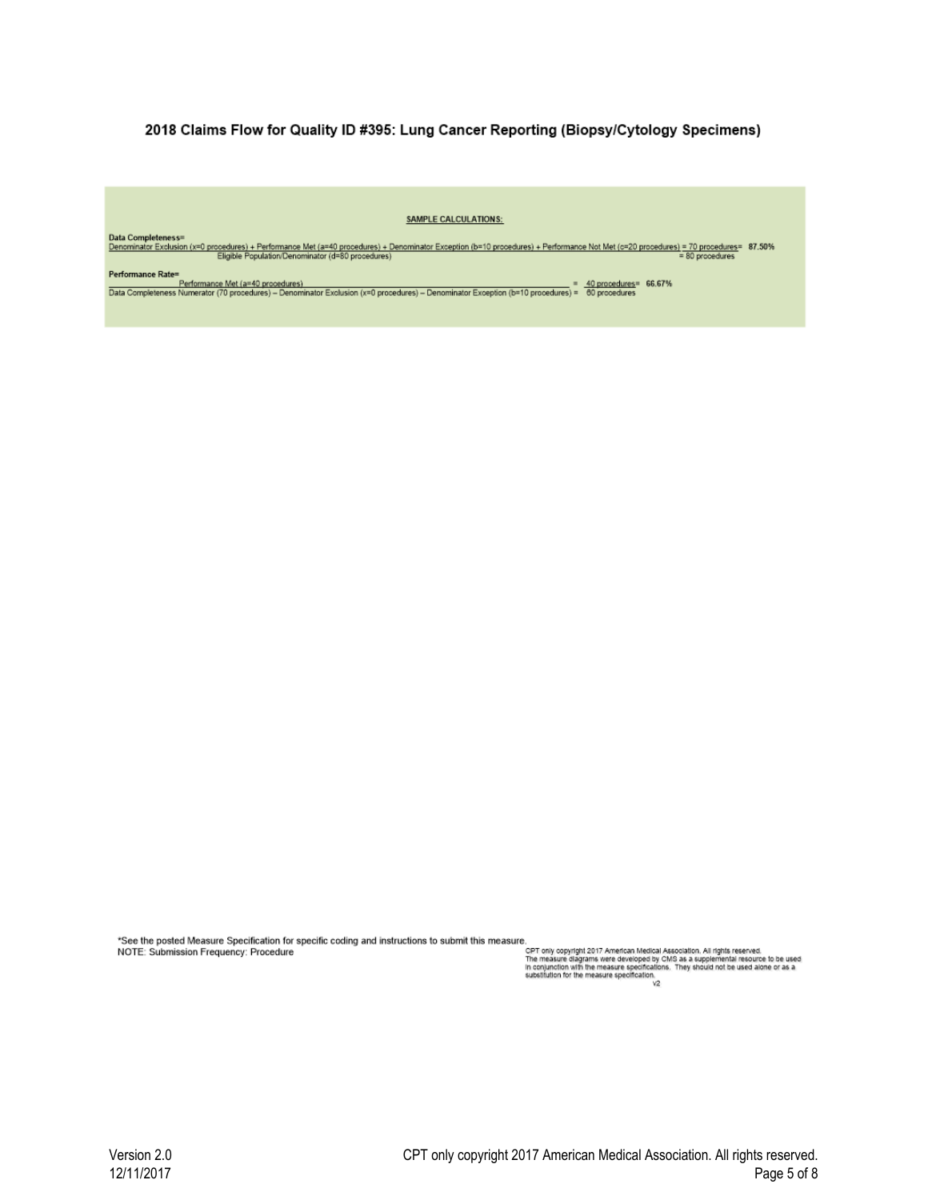# 2018 Claims Flow for Quality ID #395: Lung Cancer Reporting (Biopsy/Cytology Specimens)

**SAMPLE CALCULATIONS:**

**Data Completeness=**

Denominator Exclusion (x=0 procedures) + Performance Met (a=40 procedures) + Denominator Exception (b=10 procedures) + Performance Not Met (c=20 procedures) = 70 procedures = **87.50%**
Eligible Population/Denominator (d=80 procedures) = 80 procedures

**Performance Rate=**

Performance Met (a=40 procedures) = 40 procedures = **66.67%**
Data Completeness Numerator (70 procedures) – Denominator Exclusion (x=0 procedures) – Denominator Exception (b=10 procedures) = 60 procedures

*See the posted Measure Specification for specific coding and instructions to submit this measure.
NOTE: Submission Frequency: Procedure

CPT only copyright 2017 American Medical Association. All rights reserved.
The measure diagrams were developed by CMS as a supplemental resource to be used in conjunction with the measure specifications. They should not be used alone or as a substitution for the measure specification.
v2

Version 2.0
12/11/2017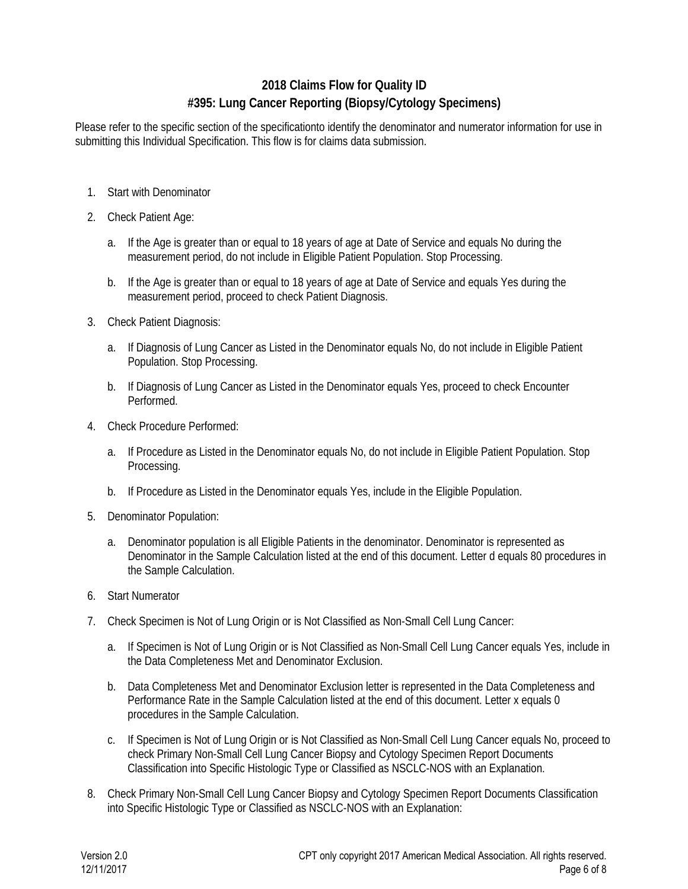## 2018 Claims Flow for Quality ID
## #395: Lung Cancer Reporting (Biopsy/Cytology Specimens)

Please refer to the specific section of the specificationto identify the denominator and numerator information for use in submitting this Individual Specification. This flow is for claims data submission.

1. Start with Denominator
2. Check Patient Age:
   a. If the Age is greater than or equal to 18 years of age at Date of Service and equals No during the measurement period, do not include in Eligible Patient Population. Stop Processing.
   b. If the Age is greater than or equal to 18 years of age at Date of Service and equals Yes during the measurement period, proceed to check Patient Diagnosis.
3. Check Patient Diagnosis:
   a. If Diagnosis of Lung Cancer as Listed in the Denominator equals No, do not include in Eligible Patient Population. Stop Processing.
   b. If Diagnosis of Lung Cancer as Listed in the Denominator equals Yes, proceed to check Encounter Performed.
4. Check Procedure Performed:
   a. If Procedure as Listed in the Denominator equals No, do not include in Eligible Patient Population. Stop Processing.
   b. If Procedure as Listed in the Denominator equals Yes, include in the Eligible Population.
5. Denominator Population:
   a. Denominator population is all Eligible Patients in the denominator. Denominator is represented as Denominator in the Sample Calculation listed at the end of this document. Letter d equals 80 procedures in the Sample Calculation.
6. Start Numerator
7. Check Specimen is Not of Lung Origin or is Not Classified as Non-Small Cell Lung Cancer:
   a. If Specimen is Not of Lung Origin or is Not Classified as Non-Small Cell Lung Cancer equals Yes, include in the Data Completeness Met and Denominator Exclusion.
   b. Data Completeness Met and Denominator Exclusion letter is represented in the Data Completeness and Performance Rate in the Sample Calculation listed at the end of this document. Letter x equals 0 procedures in the Sample Calculation.
   c. If Specimen is Not of Lung Origin or is Not Classified as Non-Small Cell Lung Cancer equals No, proceed to check Primary Non-Small Cell Lung Cancer Biopsy and Cytology Specimen Report Documents Classification into Specific Histologic Type or Classified as NSCLC-NOS with an Explanation.
8. Check Primary Non-Small Cell Lung Cancer Biopsy and Cytology Specimen Report Documents Classification into Specific Histologic Type or Classified as NSCLC-NOS with an Explanation: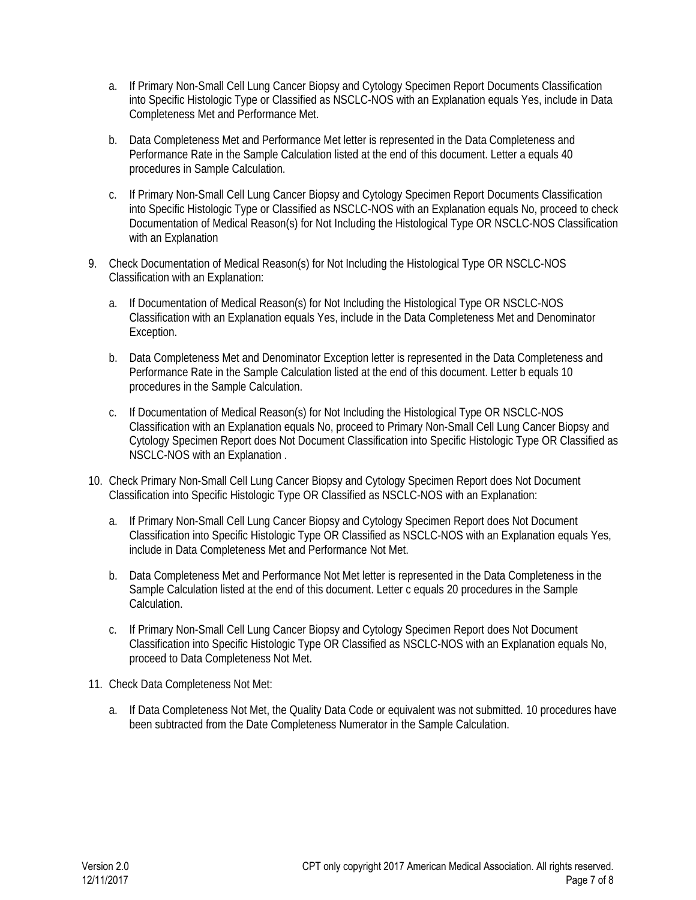a. If Primary Non-Small Cell Lung Cancer Biopsy and Cytology Specimen Report Documents Classification into Specific Histologic Type or Classified as NSCLC-NOS with an Explanation equals Yes, include in Data Completeness Met and Performance Met.

b. Data Completeness Met and Performance Met letter is represented in the Data Completeness and Performance Rate in the Sample Calculation listed at the end of this document. Letter a equals 40 procedures in Sample Calculation.

c. If Primary Non-Small Cell Lung Cancer Biopsy and Cytology Specimen Report Documents Classification into Specific Histologic Type or Classified as NSCLC-NOS with an Explanation equals No, proceed to check Documentation of Medical Reason(s) for Not Including the Histological Type OR NSCLC-NOS Classification with an Explanation

9. Check Documentation of Medical Reason(s) for Not Including the Histological Type OR NSCLC-NOS Classification with an Explanation:

   a. If Documentation of Medical Reason(s) for Not Including the Histological Type OR NSCLC-NOS Classification with an Explanation equals Yes, include in the Data Completeness Met and Denominator Exception.

   b. Data Completeness Met and Denominator Exception letter is represented in the Data Completeness and Performance Rate in the Sample Calculation listed at the end of this document. Letter b equals 10 procedures in the Sample Calculation.

   c. If Documentation of Medical Reason(s) for Not Including the Histological Type OR NSCLC-NOS Classification with an Explanation equals No, proceed to Primary Non-Small Cell Lung Cancer Biopsy and Cytology Specimen Report does Not Document Classification into Specific Histologic Type OR Classified as NSCLC-NOS with an Explanation .

10. Check Primary Non-Small Cell Lung Cancer Biopsy and Cytology Specimen Report does Not Document Classification into Specific Histologic Type OR Classified as NSCLC-NOS with an Explanation:

    a. If Primary Non-Small Cell Lung Cancer Biopsy and Cytology Specimen Report does Not Document Classification into Specific Histologic Type OR Classified as NSCLC-NOS with an Explanation equals Yes, include in Data Completeness Met and Performance Not Met.

    b. Data Completeness Met and Performance Not Met letter is represented in the Data Completeness in the Sample Calculation listed at the end of this document. Letter c equals 20 procedures in the Sample Calculation.

    c. If Primary Non-Small Cell Lung Cancer Biopsy and Cytology Specimen Report does Not Document Classification into Specific Histologic Type OR Classified as NSCLC-NOS with an Explanation equals No, proceed to Data Completeness Not Met.

11. Check Data Completeness Not Met:

    a. If Data Completeness Not Met, the Quality Data Code or equivalent was not submitted. 10 procedures have been subtracted from the Date Completeness Numerator in the Sample Calculation.

Version 2.0
12/11/2017

CPT only copyright 2017 American Medical Association. All rights reserved.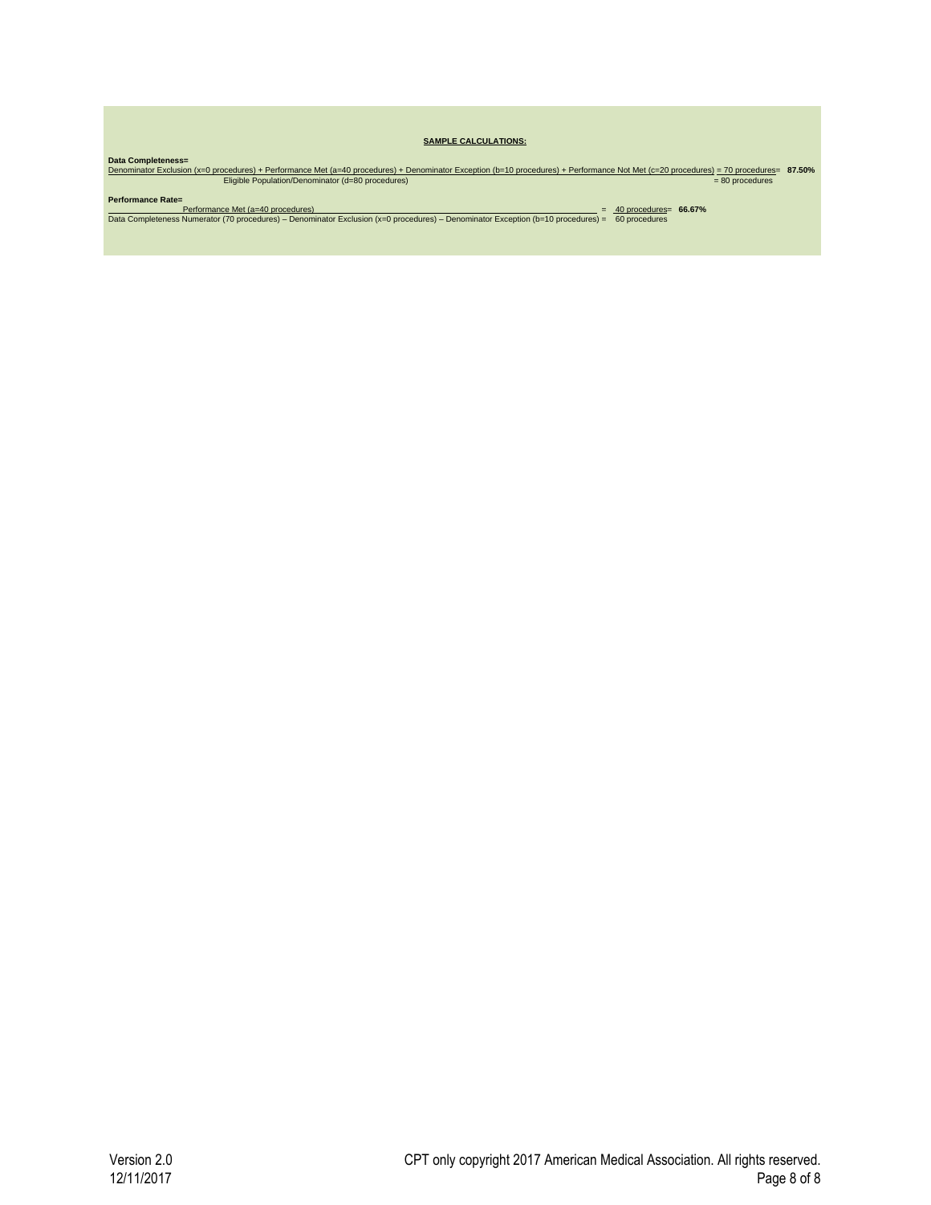**SAMPLE CALCULATIONS:**

**Data Completeness=**

$$\frac{\text{Denominator Exclusion (x=0 procedures) + Performance Met (a=40 procedures) + Denominator Exception (b=10 procedures) + Performance Not Met (c=20 procedures)}}{\text{Eligible Population/Denominator (d=80 procedures)}} = \frac{\text{70 procedures}}{\text{80 procedures}} = \textbf{87.50\%}$$

**Performance Rate=**

$$\frac{\text{Performance Met (a=40 procedures)}}{\text{Data Completeness Numerator (70 procedures) – Denominator Exclusion (x=0 procedures) – Denominator Exception (b=10 procedures)}} = \frac{\text{40 procedures}}{\text{60 procedures}} = \textbf{66.67\%}$$

Version 2.0
12/11/2017

CPT only copyright 2017 American Medical Association. All rights reserved.